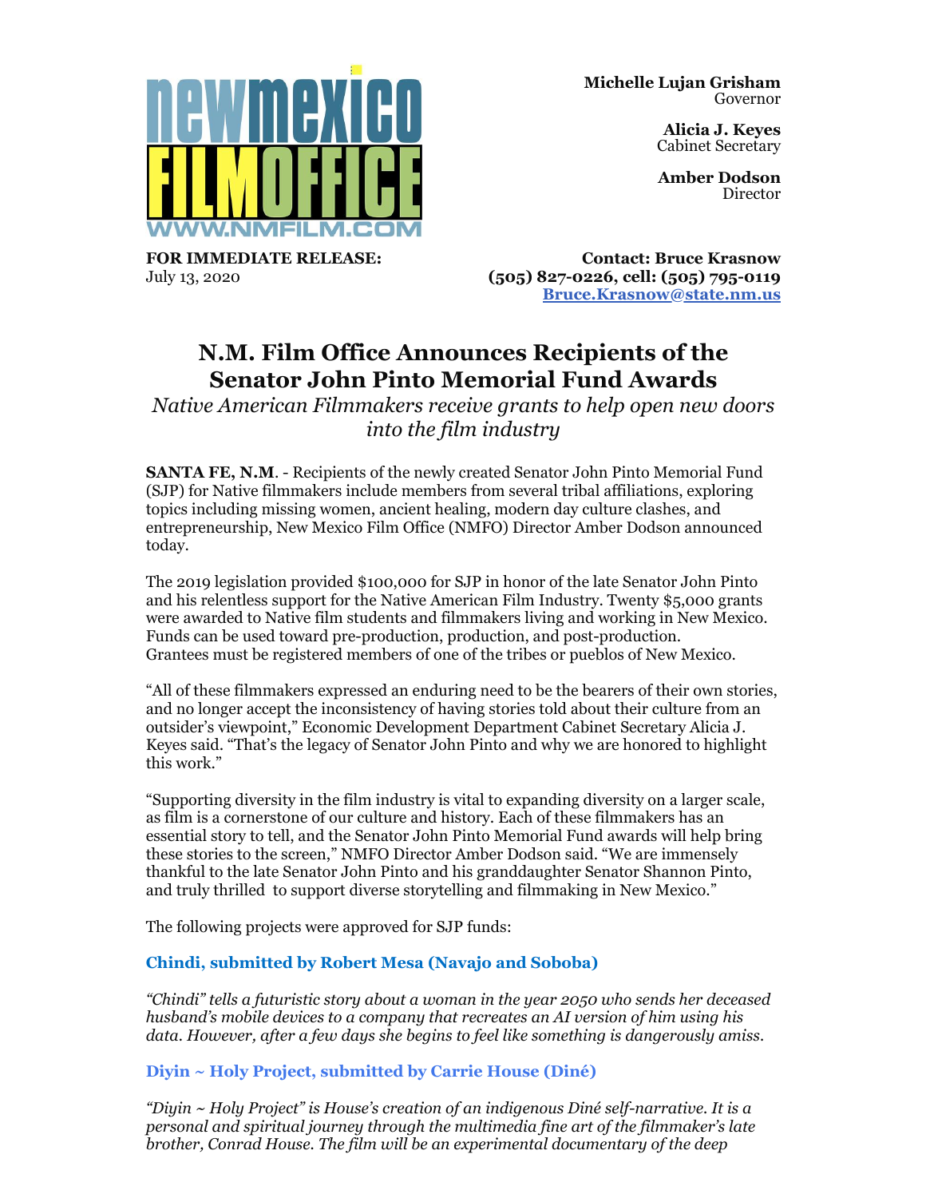newmexico FILMOFFICE WWW.NMFILM.COM

**Michelle Lujan Grisham**
Governor

**Alicia J. Keyes**
Cabinet Secretary

**Amber Dodson**
Director

**FOR IMMEDIATE RELEASE:**
July 13, 2020

**Contact: Bruce Krasnow**
**(505) 827-0226, cell: (505) 795-0119**
**Bruce.Krasnow@state.nm.us**

# N.M. Film Office Announces Recipients of the Senator John Pinto Memorial Fund Awards

*Native American Filmmakers receive grants to help open new doors into the film industry*

**SANTA FE, N.M**. - Recipients of the newly created Senator John Pinto Memorial Fund (SJP) for Native filmmakers include members from several tribal affiliations, exploring topics including missing women, ancient healing, modern day culture clashes, and entrepreneurship, New Mexico Film Office (NMFO) Director Amber Dodson announced today.

The 2019 legislation provided $100,000 for SJP in honor of the late Senator John Pinto and his relentless support for the Native American Film Industry. Twenty $5,000 grants were awarded to Native film students and filmmakers living and working in New Mexico. Funds can be used toward pre-production, production, and post-production. Grantees must be registered members of one of the tribes or pueblos of New Mexico.

"All of these filmmakers expressed an enduring need to be the bearers of their own stories, and no longer accept the inconsistency of having stories told about their culture from an outsider's viewpoint," Economic Development Department Cabinet Secretary Alicia J. Keyes said. "That's the legacy of Senator John Pinto and why we are honored to highlight this work."

"Supporting diversity in the film industry is vital to expanding diversity on a larger scale, as film is a cornerstone of our culture and history. Each of these filmmakers has an essential story to tell, and the Senator John Pinto Memorial Fund awards will help bring these stories to the screen," NMFO Director Amber Dodson said. "We are immensely thankful to the late Senator John Pinto and his granddaughter Senator Shannon Pinto, and truly thrilled to support diverse storytelling and filmmaking in New Mexico."

The following projects were approved for SJP funds:

### Chindi, submitted by Robert Mesa (Navajo and Soboba)

*"Chindi" tells a futuristic story about a woman in the year 2050 who sends her deceased husband's mobile devices to a company that recreates an AI version of him using his data. However, after a few days she begins to feel like something is dangerously amiss.*

### Diyin ~ Holy Project, submitted by Carrie House (Diné)

*"Diyin ~ Holy Project" is House's creation of an indigenous Diné self-narrative. It is a personal and spiritual journey through the multimedia fine art of the filmmaker's late brother, Conrad House. The film will be an experimental documentary of the deep*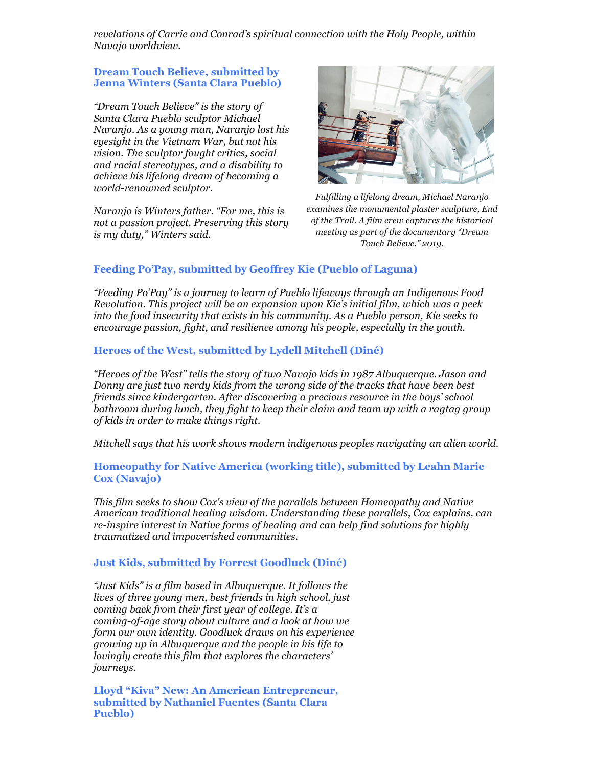*revelations of Carrie and Conrad's spiritual connection with the Holy People, within Navajo worldview.*

### Dream Touch Believe, submitted by Jenna Winters (Santa Clara Pueblo)

*"Dream Touch Believe" is the story of Santa Clara Pueblo sculptor Michael Naranjo. As a young man, Naranjo lost his eyesight in the Vietnam War, but not his vision. The sculptor fought critics, social and racial stereotypes, and a disability to achieve his lifelong dream of becoming a world-renowned sculptor.*

*Naranjo is Winters father. "For me, this is not a passion project. Preserving this story is my duty," Winters said.*

*Fulfilling a lifelong dream, Michael Naranjo examines the monumental plaster sculpture, End of the Trail. A film crew captures the historical meeting as part of the documentary "Dream Touch Believe." 2019.*

### Feeding Po'Pay, submitted by Geoffrey Kie (Pueblo of Laguna)

*"Feeding Po'Pay" is a journey to learn of Pueblo lifeways through an Indigenous Food Revolution. This project will be an expansion upon Kie's initial film, which was a peek into the food insecurity that exists in his community. As a Pueblo person, Kie seeks to encourage passion, fight, and resilience among his people, especially in the youth.*

### Heroes of the West, submitted by Lydell Mitchell (Diné)

*"Heroes of the West" tells the story of two Navajo kids in 1987 Albuquerque. Jason and Donny are just two nerdy kids from the wrong side of the tracks that have been best friends since kindergarten. After discovering a precious resource in the boys' school bathroom during lunch, they fight to keep their claim and team up with a ragtag group of kids in order to make things right.*

*Mitchell says that his work shows modern indigenous peoples navigating an alien world.*

### Homeopathy for Native America (working title), submitted by Leahn Marie Cox (Navajo)

*This film seeks to show Cox's view of the parallels between Homeopathy and Native American traditional healing wisdom. Understanding these parallels, Cox explains, can re-inspire interest in Native forms of healing and can help find solutions for highly traumatized and impoverished communities.*

### Just Kids, submitted by Forrest Goodluck (Diné)

*"Just Kids" is a film based in Albuquerque. It follows the lives of three young men, best friends in high school, just coming back from their first year of college. It's a coming-of-age story about culture and a look at how we form our own identity. Goodluck draws on his experience growing up in Albuquerque and the people in his life to lovingly create this film that explores the characters' journeys.*

### Lloyd "Kiva" New: An American Entrepreneur, submitted by Nathaniel Fuentes (Santa Clara Pueblo)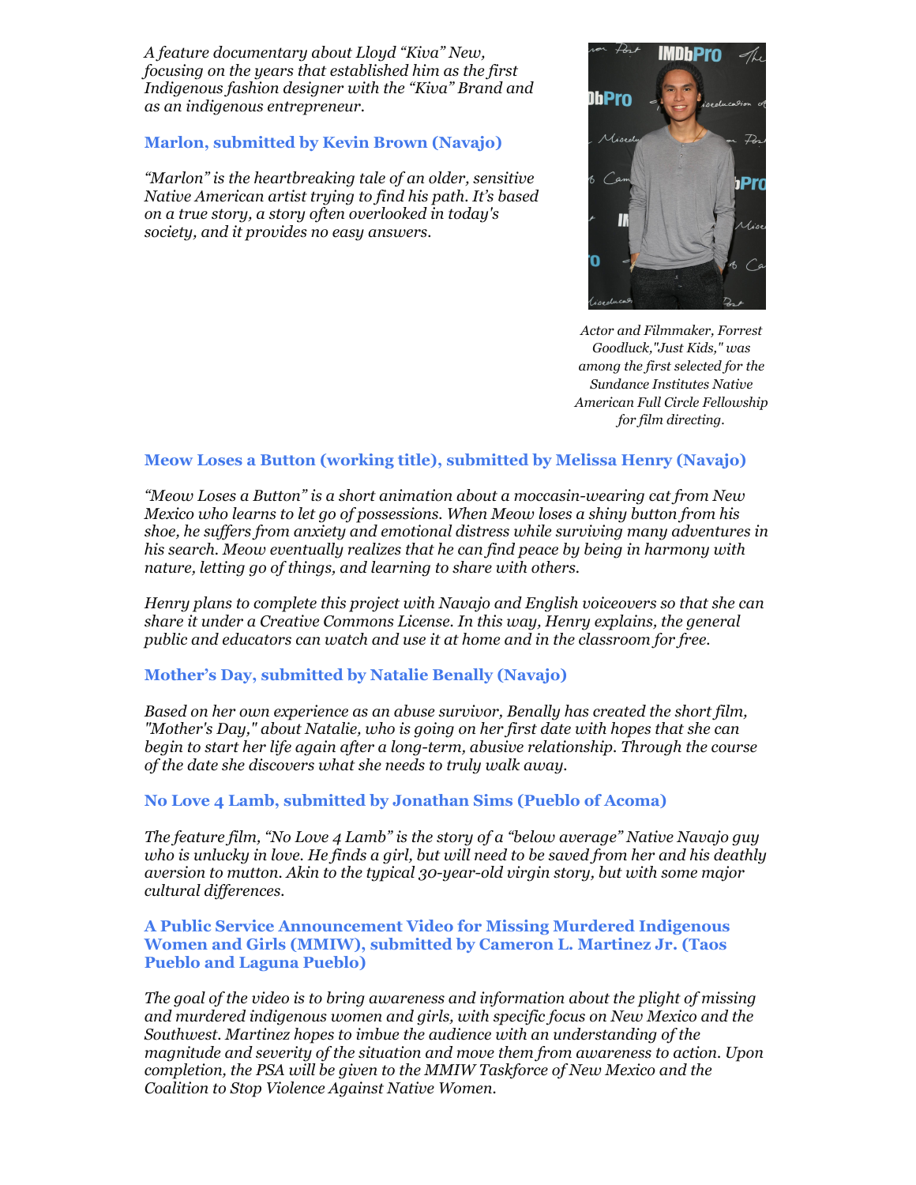*A feature documentary about Lloyd "Kiva" New, focusing on the years that established him as the first Indigenous fashion designer with the "Kiva" Brand and as an indigenous entrepreneur.*

### Marlon, submitted by Kevin Brown (Navajo)

*"Marlon" is the heartbreaking tale of an older, sensitive Native American artist trying to find his path. It's based on a true story, a story often overlooked in today's society, and it provides no easy answers.*

*Actor and Filmmaker, Forrest Goodluck,"Just Kids," was among the first selected for the Sundance Institutes Native American Full Circle Fellowship for film directing.*

### Meow Loses a Button (working title), submitted by Melissa Henry (Navajo)

*"Meow Loses a Button" is a short animation about a moccasin-wearing cat from New Mexico who learns to let go of possessions. When Meow loses a shiny button from his shoe, he suffers from anxiety and emotional distress while surviving many adventures in his search. Meow eventually realizes that he can find peace by being in harmony with nature, letting go of things, and learning to share with others.*

*Henry plans to complete this project with Navajo and English voiceovers so that she can share it under a Creative Commons License. In this way, Henry explains, the general public and educators can watch and use it at home and in the classroom for free.*

### Mother's Day, submitted by Natalie Benally (Navajo)

*Based on her own experience as an abuse survivor, Benally has created the short film, "Mother's Day," about Natalie, who is going on her first date with hopes that she can begin to start her life again after a long-term, abusive relationship. Through the course of the date she discovers what she needs to truly walk away.*

### No Love 4 Lamb, submitted by Jonathan Sims (Pueblo of Acoma)

*The feature film, "No Love 4 Lamb" is the story of a "below average" Native Navajo guy who is unlucky in love. He finds a girl, but will need to be saved from her and his deathly aversion to mutton. Akin to the typical 30-year-old virgin story, but with some major cultural differences.*

### A Public Service Announcement Video for Missing Murdered Indigenous Women and Girls (MMIW), submitted by Cameron L. Martinez Jr. (Taos Pueblo and Laguna Pueblo)

*The goal of the video is to bring awareness and information about the plight of missing and murdered indigenous women and girls, with specific focus on New Mexico and the Southwest. Martinez hopes to imbue the audience with an understanding of the magnitude and severity of the situation and move them from awareness to action. Upon completion, the PSA will be given to the MMIW Taskforce of New Mexico and the Coalition to Stop Violence Against Native Women.*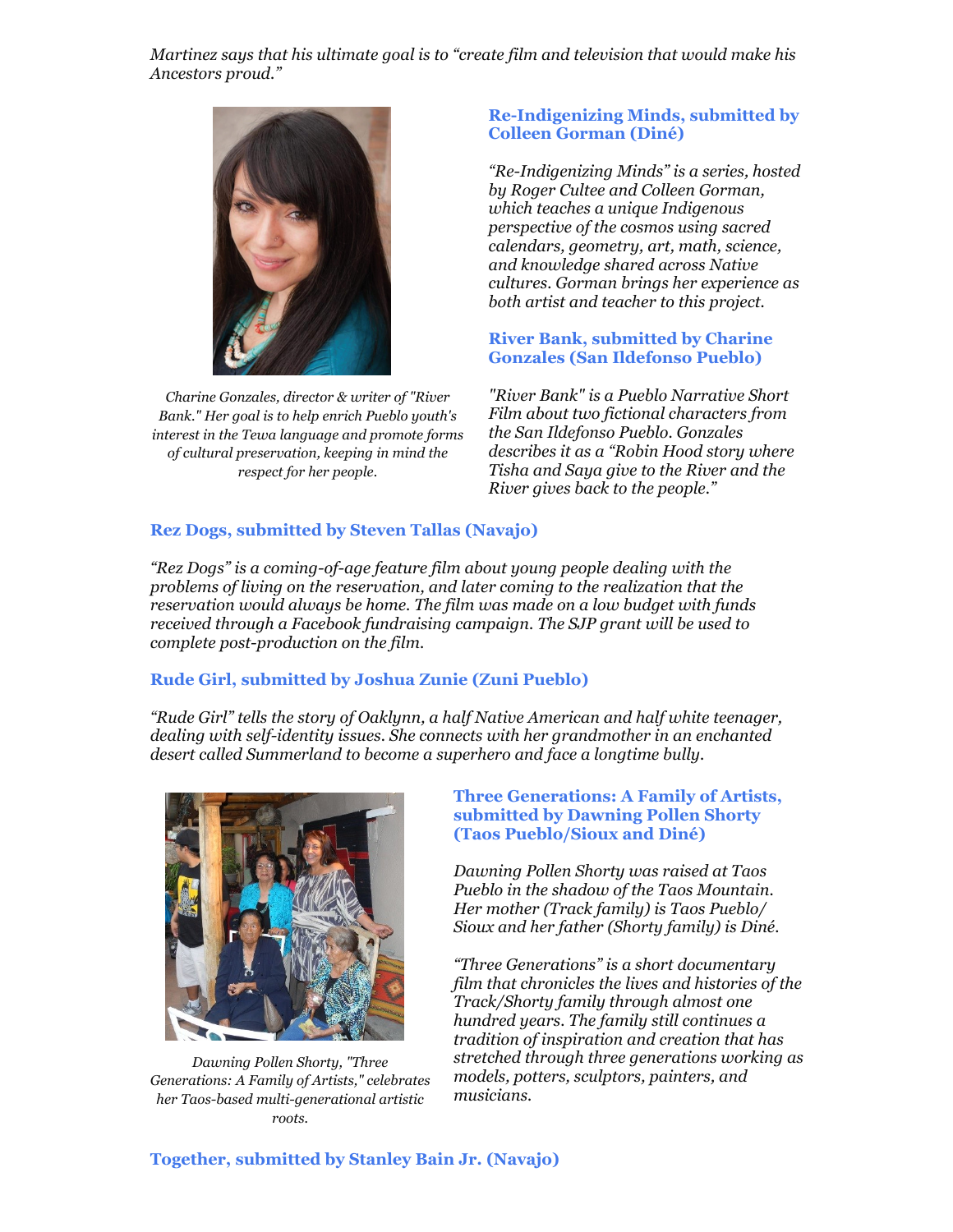*Martinez says that his ultimate goal is to "create film and television that would make his Ancestors proud."*

### Re-Indigenizing Minds, submitted by Colleen Gorman (Diné)

*"Re-Indigenizing Minds" is a series, hosted by Roger Cultee and Colleen Gorman, which teaches a unique Indigenous perspective of the cosmos using sacred calendars, geometry, art, math, science, and knowledge shared across Native cultures. Gorman brings her experience as both artist and teacher to this project.*

### River Bank, submitted by Charine Gonzales (San Ildefonso Pueblo)

*Charine Gonzales, director & writer of "River Bank." Her goal is to help enrich Pueblo youth's interest in the Tewa language and promote forms of cultural preservation, keeping in mind the respect for her people.*

*"River Bank" is a Pueblo Narrative Short Film about two fictional characters from the San Ildefonso Pueblo. Gonzales describes it as a "Robin Hood story where Tisha and Saya give to the River and the River gives back to the people."*

### Rez Dogs, submitted by Steven Tallas (Navajo)

*"Rez Dogs" is a coming-of-age feature film about young people dealing with the problems of living on the reservation, and later coming to the realization that the reservation would always be home. The film was made on a low budget with funds received through a Facebook fundraising campaign. The SJP grant will be used to complete post-production on the film.*

### Rude Girl, submitted by Joshua Zunie (Zuni Pueblo)

*"Rude Girl" tells the story of Oaklynn, a half Native American and half white teenager, dealing with self-identity issues. She connects with her grandmother in an enchanted desert called Summerland to become a superhero and face a longtime bully.*

### Three Generations: A Family of Artists, submitted by Dawning Pollen Shorty (Taos Pueblo/Sioux and Diné)

*Dawning Pollen Shorty, "Three Generations: A Family of Artists," celebrates her Taos-based multi-generational artistic roots.*

*Dawning Pollen Shorty was raised at Taos Pueblo in the shadow of the Taos Mountain. Her mother (Track family) is Taos Pueblo/ Sioux and her father (Shorty family) is Diné.*

*"Three Generations" is a short documentary film that chronicles the lives and histories of the Track/Shorty family through almost one hundred years. The family still continues a tradition of inspiration and creation that has stretched through three generations working as models, potters, sculptors, painters, and musicians.*

### Together, submitted by Stanley Bain Jr. (Navajo)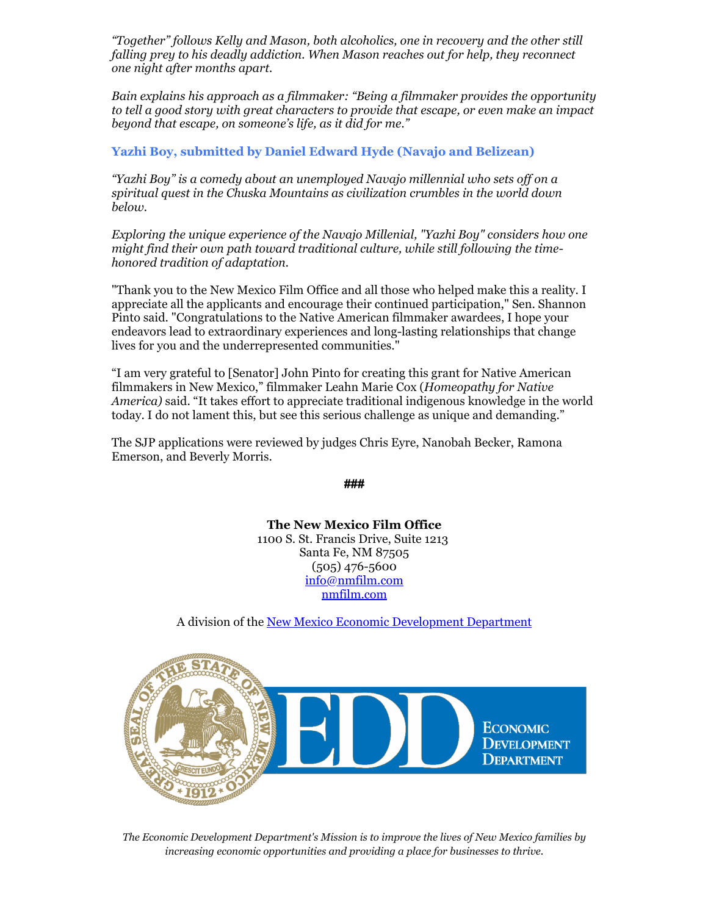*"Together" follows Kelly and Mason, both alcoholics, one in recovery and the other still falling prey to his deadly addiction. When Mason reaches out for help, they reconnect one night after months apart.*

*Bain explains his approach as a filmmaker: "Being a filmmaker provides the opportunity to tell a good story with great characters to provide that escape, or even make an impact beyond that escape, on someone's life, as it did for me."*

**Yazhi Boy, submitted by Daniel Edward Hyde (Navajo and Belizean)**

*"Yazhi Boy" is a comedy about an unemployed Navajo millennial who sets off on a spiritual quest in the Chuska Mountains as civilization crumbles in the world down below.*

*Exploring the unique experience of the Navajo Millenial, "Yazhi Boy" considers how one might find their own path toward traditional culture, while still following the time-honored tradition of adaptation.*

"Thank you to the New Mexico Film Office and all those who helped make this a reality. I appreciate all the applicants and encourage their continued participation," Sen. Shannon Pinto said. "Congratulations to the Native American filmmaker awardees, I hope your endeavors lead to extraordinary experiences and long-lasting relationships that change lives for you and the underrepresented communities."

"I am very grateful to [Senator] John Pinto for creating this grant for Native American filmmakers in New Mexico," filmmaker Leahn Marie Cox (*Homeopathy for Native America)* said. "It takes effort to appreciate traditional indigenous knowledge in the world today. I do not lament this, but see this serious challenge as unique and demanding."

The SJP applications were reviewed by judges Chris Eyre, Nanobah Becker, Ramona Emerson, and Beverly Morris.

###

**The New Mexico Film Office**
1100 S. St. Francis Drive, Suite 1213
Santa Fe, NM 87505
(505) 476-5600
info@nmfilm.com
nmfilm.com

A division of the New Mexico Economic Development Department

*The Economic Development Department's Mission is to improve the lives of New Mexico families by increasing economic opportunities and providing a place for businesses to thrive.*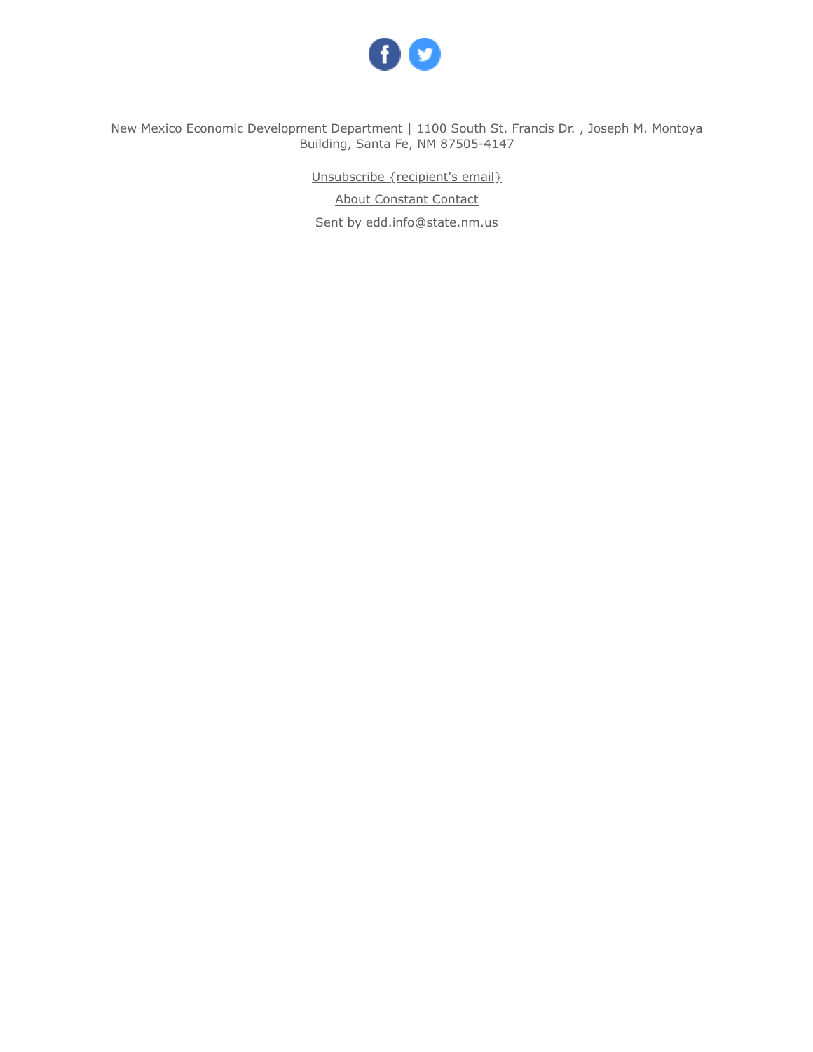New Mexico Economic Development Department | 1100 South St. Francis Dr. , Joseph M. Montoya Building, Santa Fe, NM 87505-4147

Unsubscribe {recipient's email}

About Constant Contact

Sent by edd.info@state.nm.us